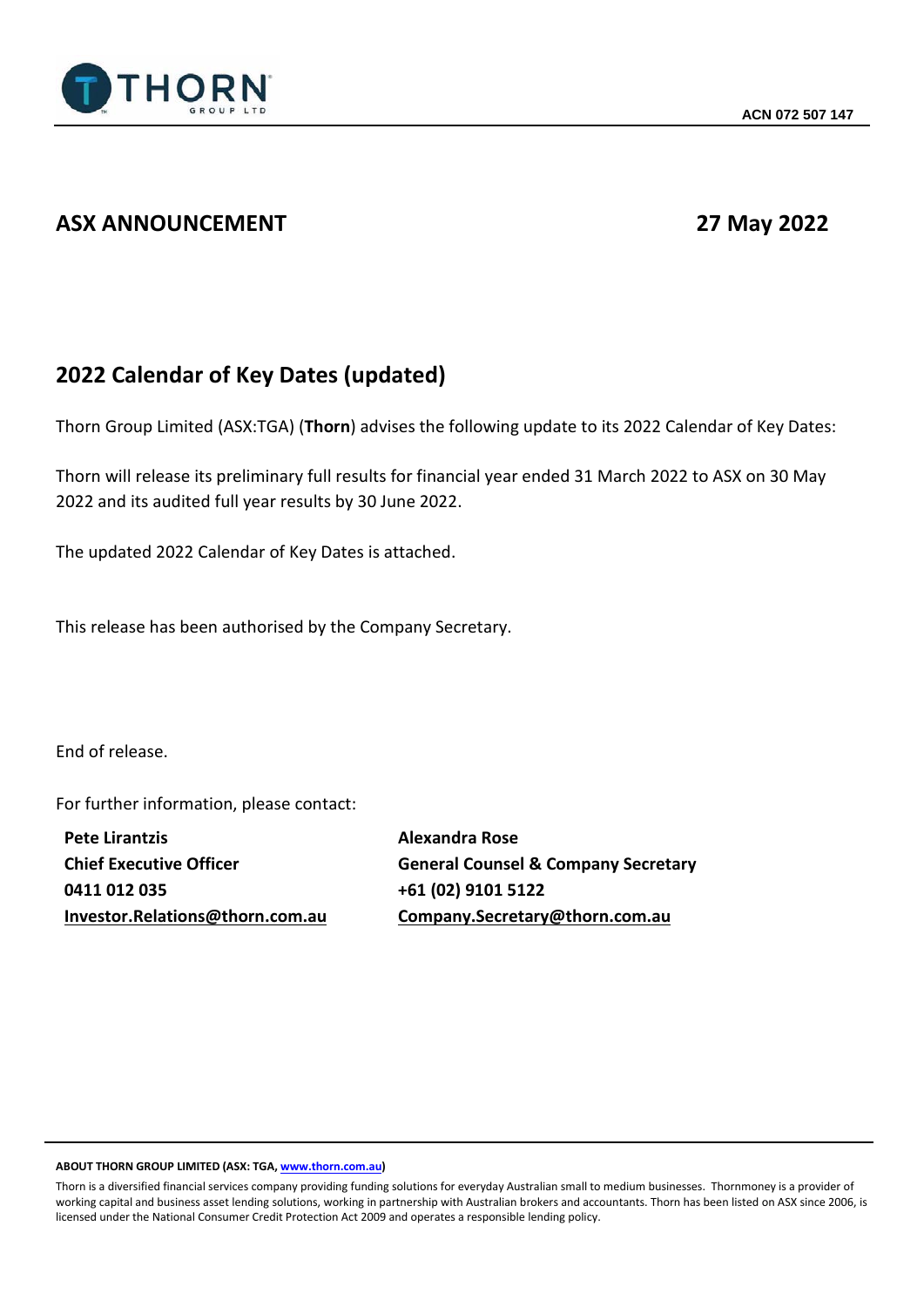ACN 072 507 147

## ASX ANNOUNCEMENT 27 May 2022

## 2022 Calendar of Key Dates (updated)

Thorn Group Limited (ASX:TGA) (**Thorn**) advises the following update to its 2022 Calendar of Key Dates:

Thorn will release its preliminary full results for financial year ended 31 March 2022 to ASX on 30 May 2022 and its audited full year results by 30 June 2022.

The updated 2022 Calendar of Key Dates is attached.

This release has been authorised by the Company Secretary.

End of release.

For further information, please contact:

**Pete Lirantzis**
**Chief Executive Officer**
**0411 012 035**
**Investor.Relations@thorn.com.au**

**Alexandra Rose**
**General Counsel & Company Secretary**
**+61 (02) 9101 5122**
**Company.Secretary@thorn.com.au**

**ABOUT THORN GROUP LIMITED (ASX: TGA, www.thorn.com.au)**

Thorn is a diversified financial services company providing funding solutions for everyday Australian small to medium businesses. Thornmoney is a provider of working capital and business asset lending solutions, working in partnership with Australian brokers and accountants. Thorn has been listed on ASX since 2006, is licensed under the National Consumer Credit Protection Act 2009 and operates a responsible lending policy.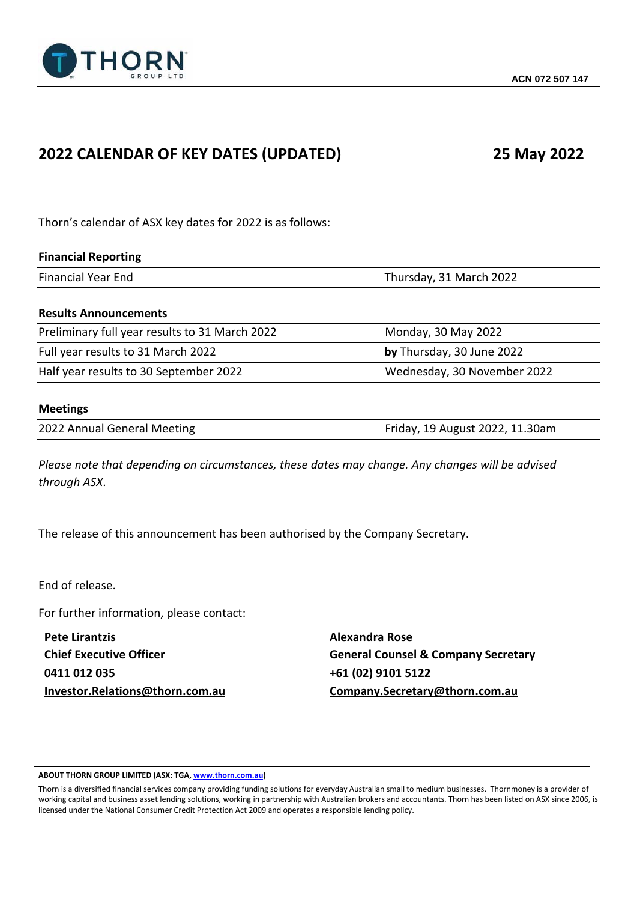ACN 072 507 147

# 2022 CALENDAR OF KEY DATES (UPDATED) 25 May 2022

Thorn's calendar of ASX key dates for 2022 is as follows:

| **Financial Reporting** | |
|---|---|
| Financial Year End | Thursday, 31 March 2022 |

| **Results Announcements** | |
|---|---|
| Preliminary full year results to 31 March 2022 | Monday, 30 May 2022 |
| Full year results to 31 March 2022 | **by** Thursday, 30 June 2022 |
| Half year results to 30 September 2022 | Wednesday, 30 November 2022 |

| **Meetings** | |
|---|---|
| 2022 Annual General Meeting | Friday, 19 August 2022, 11.30am |

*Please note that depending on circumstances, these dates may change. Any changes will be advised through ASX.*

The release of this announcement has been authorised by the Company Secretary.

End of release.

For further information, please contact:

**Pete Lirantzis**
**Chief Executive Officer**
**0411 012 035**
**Investor.Relations@thorn.com.au**

**Alexandra Rose**
**General Counsel & Company Secretary**
**+61 (02) 9101 5122**
**Company.Secretary@thorn.com.au**

**ABOUT THORN GROUP LIMITED (ASX: TGA, www.thorn.com.au)**

Thorn is a diversified financial services company providing funding solutions for everyday Australian small to medium businesses. Thornmoney is a provider of working capital and business asset lending solutions, working in partnership with Australian brokers and accountants. Thorn has been listed on ASX since 2006, is licensed under the National Consumer Credit Protection Act 2009 and operates a responsible lending policy.